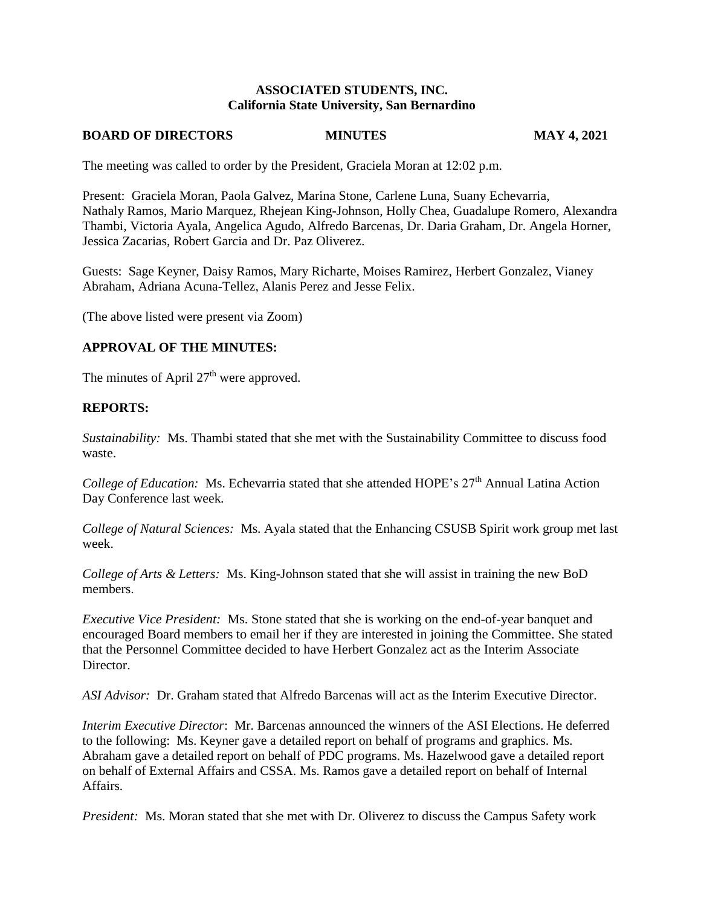**ASSOCIATED STUDENTS, INC.**
**California State University, San Bernardino**

**BOARD OF DIRECTORS MINUTES MAY 4, 2021**

The meeting was called to order by the President, Graciela Moran at 12:02 p.m.

Present: Graciela Moran, Paola Galvez, Marina Stone, Carlene Luna, Suany Echevarria, Nathaly Ramos, Mario Marquez, Rhejean King-Johnson, Holly Chea, Guadalupe Romero, Alexandra Thambi, Victoria Ayala, Angelica Agudo, Alfredo Barcenas, Dr. Daria Graham, Dr. Angela Horner, Jessica Zacarias, Robert Garcia and Dr. Paz Oliverez.

Guests: Sage Keyner, Daisy Ramos, Mary Richarte, Moises Ramirez, Herbert Gonzalez, Vianey Abraham, Adriana Acuna-Tellez, Alanis Perez and Jesse Felix.

(The above listed were present via Zoom)

## APPROVAL OF THE MINUTES:

The minutes of April 27th were approved.

## REPORTS:

*Sustainability:* Ms. Thambi stated that she met with the Sustainability Committee to discuss food waste.

*College of Education:* Ms. Echevarria stated that she attended HOPE's 27th Annual Latina Action Day Conference last week.

*College of Natural Sciences:* Ms. Ayala stated that the Enhancing CSUSB Spirit work group met last week.

*College of Arts & Letters:* Ms. King-Johnson stated that she will assist in training the new BoD members.

*Executive Vice President:* Ms. Stone stated that she is working on the end-of-year banquet and encouraged Board members to email her if they are interested in joining the Committee. She stated that the Personnel Committee decided to have Herbert Gonzalez act as the Interim Associate Director.

*ASI Advisor:* Dr. Graham stated that Alfredo Barcenas will act as the Interim Executive Director.

*Interim Executive Director*: Mr. Barcenas announced the winners of the ASI Elections. He deferred to the following: Ms. Keyner gave a detailed report on behalf of programs and graphics. Ms. Abraham gave a detailed report on behalf of PDC programs. Ms. Hazelwood gave a detailed report on behalf of External Affairs and CSSA. Ms. Ramos gave a detailed report on behalf of Internal Affairs.

*President:* Ms. Moran stated that she met with Dr. Oliverez to discuss the Campus Safety work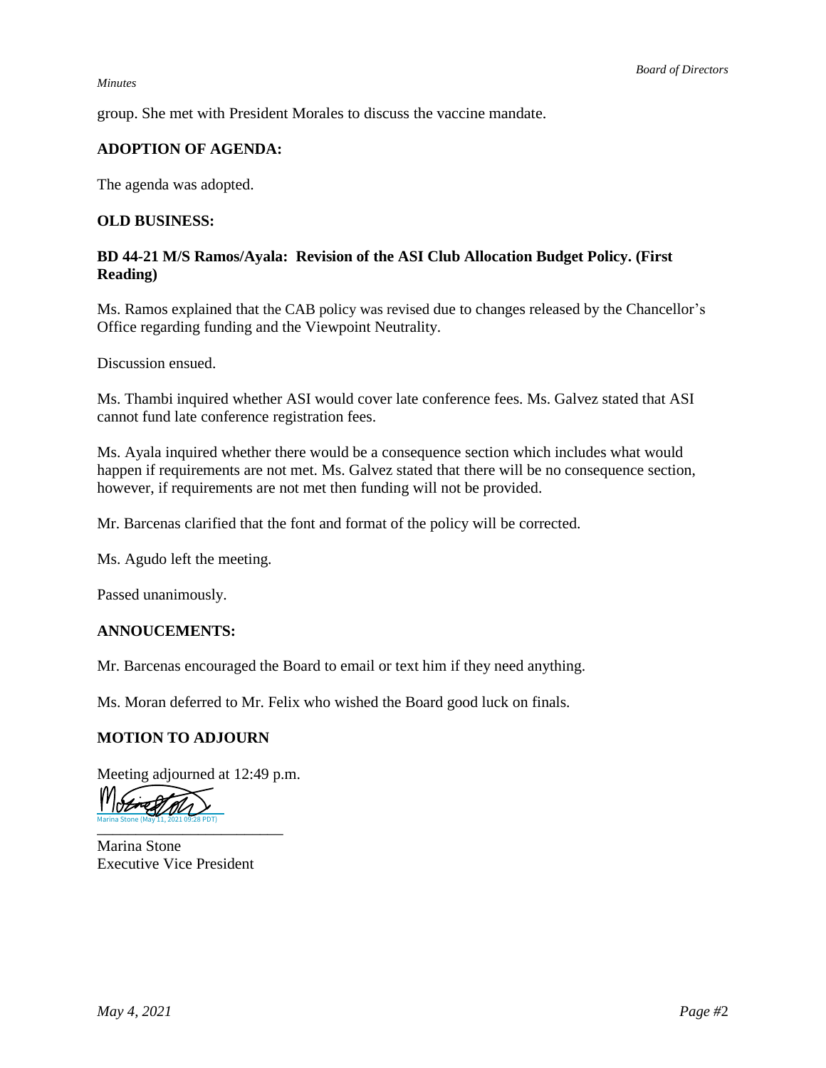group. She met with President Morales to discuss the vaccine mandate.

**ADOPTION OF AGENDA:**

The agenda was adopted.

**OLD BUSINESS:**

**BD 44-21 M/S Ramos/Ayala: Revision of the ASI Club Allocation Budget Policy. (First Reading)**

Ms. Ramos explained that the CAB policy was revised due to changes released by the Chancellor's Office regarding funding and the Viewpoint Neutrality.

Discussion ensued.

Ms. Thambi inquired whether ASI would cover late conference fees. Ms. Galvez stated that ASI cannot fund late conference registration fees.

Ms. Ayala inquired whether there would be a consequence section which includes what would happen if requirements are not met. Ms. Galvez stated that there will be no consequence section, however, if requirements are not met then funding will not be provided.

Mr. Barcenas clarified that the font and format of the policy will be corrected.

Ms. Agudo left the meeting.

Passed unanimously.

**ANNOUCEMENTS:**

Mr. Barcenas encouraged the Board to email or text him if they need anything.

Ms. Moran deferred to Mr. Felix who wished the Board good luck on finals.

**MOTION TO ADJOURN**

Meeting adjourned at 12:49 p.m.

Marina Stone (May 11, 2021 09:28 PDT)

\_\_\_\_\_\_\_\_\_\_\_\_\_\_\_\_\_\_\_\_\_\_\_\_\_\_

Marina Stone
Executive Vice President